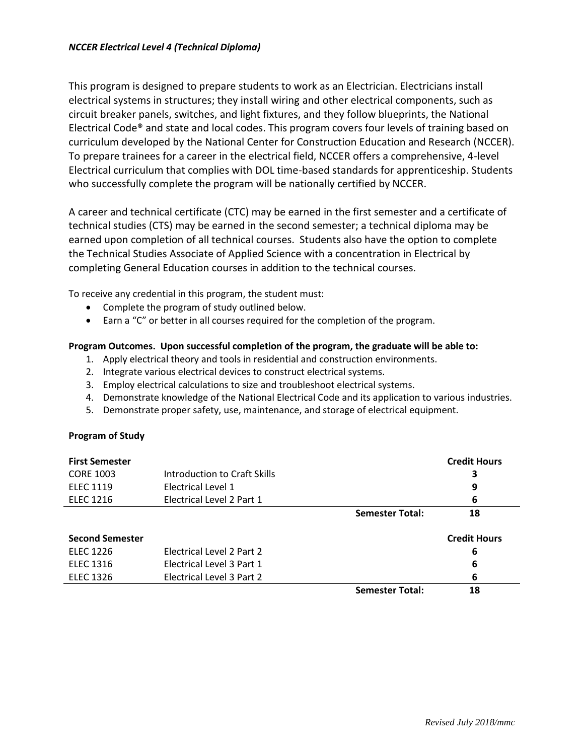***NCCER Electrical Level 4 (Technical Diploma)***

This program is designed to prepare students to work as an Electrician. Electricians install electrical systems in structures; they install wiring and other electrical components, such as circuit breaker panels, switches, and light fixtures, and they follow blueprints, the National Electrical Code® and state and local codes. This program covers four levels of training based on curriculum developed by the National Center for Construction Education and Research (NCCER). To prepare trainees for a career in the electrical field, NCCER offers a comprehensive, 4-level Electrical curriculum that complies with DOL time-based standards for apprenticeship. Students who successfully complete the program will be nationally certified by NCCER.

A career and technical certificate (CTC) may be earned in the first semester and a certificate of technical studies (CTS) may be earned in the second semester; a technical diploma may be earned upon completion of all technical courses. Students also have the option to complete the Technical Studies Associate of Applied Science with a concentration in Electrical by completing General Education courses in addition to the technical courses.

To receive any credential in this program, the student must:

- Complete the program of study outlined below.
- Earn a "C" or better in all courses required for the completion of the program.

**Program Outcomes. Upon successful completion of the program, the graduate will be able to:**

1. Apply electrical theory and tools in residential and construction environments.
2. Integrate various electrical devices to construct electrical systems.
3. Employ electrical calculations to size and troubleshoot electrical systems.
4. Demonstrate knowledge of the National Electrical Code and its application to various industries.
5. Demonstrate proper safety, use, maintenance, and storage of electrical equipment.

**Program of Study**

| **First Semester** | | | **Credit Hours** |
|---|---|---|---|
| CORE 1003 | Introduction to Craft Skills | | 3 |
| ELEC 1119 | Electrical Level 1 | | 9 |
| ELEC 1216 | Electrical Level 2 Part 1 | | 6 |
| | | **Semester Total:** | **18** |

| **Second Semester** | | | **Credit Hours** |
|---|---|---|---|
| ELEC 1226 | Electrical Level 2 Part 2 | | 6 |
| ELEC 1316 | Electrical Level 3 Part 1 | | 6 |
| ELEC 1326 | Electrical Level 3 Part 2 | | 6 |
| | | **Semester Total:** | **18** |

*Revised July 2018/mmc*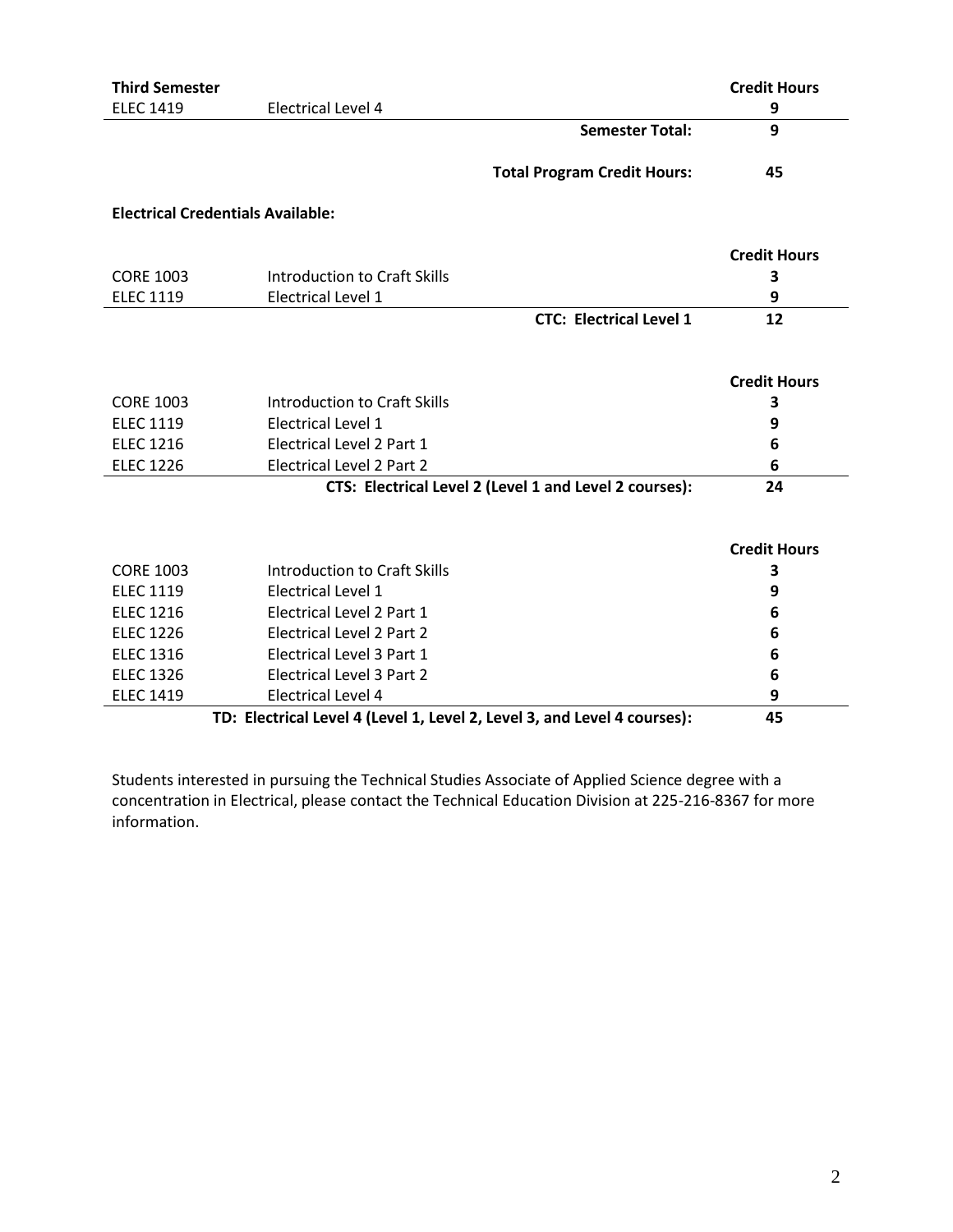| **Third Semester** | | **Credit Hours** |
|---|---|---|
| ELEC 1419 | Electrical Level 4 | 9 |
| | **Semester Total:** | **9** |
| | **Total Program Credit Hours:** | **45** |

**Electrical Credentials Available:**

| | | **Credit Hours** |
|---|---|---|
| CORE 1003 | Introduction to Craft Skills | 3 |
| ELEC 1119 | Electrical Level 1 | 9 |
| | **CTC: Electrical Level 1** | **12** |

| | | **Credit Hours** |
|---|---|---|
| CORE 1003 | Introduction to Craft Skills | 3 |
| ELEC 1119 | Electrical Level 1 | 9 |
| ELEC 1216 | Electrical Level 2 Part 1 | 6 |
| ELEC 1226 | Electrical Level 2 Part 2 | 6 |
| | **CTS: Electrical Level 2 (Level 1 and Level 2 courses):** | **24** |

| | | **Credit Hours** |
|---|---|---|
| CORE 1003 | Introduction to Craft Skills | 3 |
| ELEC 1119 | Electrical Level 1 | 9 |
| ELEC 1216 | Electrical Level 2 Part 1 | 6 |
| ELEC 1226 | Electrical Level 2 Part 2 | 6 |
| ELEC 1316 | Electrical Level 3 Part 1 | 6 |
| ELEC 1326 | Electrical Level 3 Part 2 | 6 |
| ELEC 1419 | Electrical Level 4 | 9 |
| | **TD: Electrical Level 4 (Level 1, Level 2, Level 3, and Level 4 courses):** | **45** |

Students interested in pursuing the Technical Studies Associate of Applied Science degree with a concentration in Electrical, please contact the Technical Education Division at 225-216-8367 for more information.